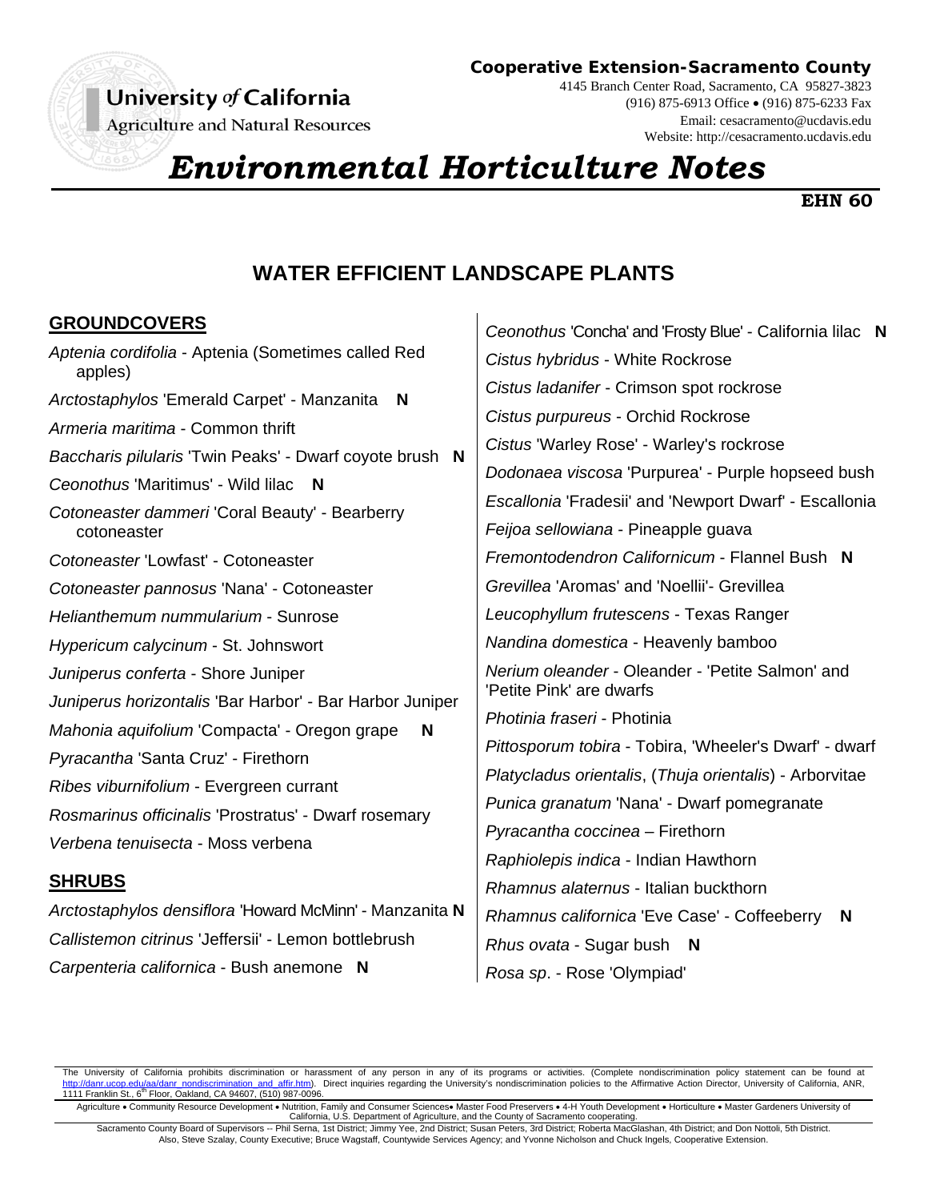Cooperative Extension-Sacramento County

4145 Branch Center Road, Sacramento, CA 95827-3823
(916) 875-6913 Office • (916) 875-6233 Fax
Email: cesacramento@ucdavis.edu
Website: http://cesacramento.ucdavis.edu

University of California
Agriculture and Natural Resources

# *Environmental Horticulture Notes*

**EHN 60**

## WATER EFFICIENT LANDSCAPE PLANTS

### GROUNDCOVERS

*Aptenia cordifolia* - Aptenia (Sometimes called Red apples)

*Arctostaphylos* 'Emerald Carpet' - Manzanita **N**

*Armeria maritima* - Common thrift

*Baccharis pilularis* 'Twin Peaks' - Dwarf coyote brush **N**

*Ceonothus* 'Maritimus' - Wild lilac **N**

*Cotoneaster dammeri* 'Coral Beauty' - Bearberry cotoneaster

*Cotoneaster* 'Lowfast' - Cotoneaster

*Cotoneaster pannosus* 'Nana' - Cotoneaster

*Helianthemum nummularium* - Sunrose

*Hypericum calycinum* - St. Johnswort

*Juniperus conferta* - Shore Juniper

*Juniperus horizontalis* 'Bar Harbor' - Bar Harbor Juniper

*Mahonia aquifolium* 'Compacta' - Oregon grape **N**

*Pyracantha* 'Santa Cruz' - Firethorn

*Ribes viburnifolium* - Evergreen currant

*Rosmarinus officinalis* 'Prostratus' - Dwarf rosemary

*Verbena tenuisecta* - Moss verbena

### SHRUBS

*Arctostaphylos densiflora* 'Howard McMinn' - Manzanita **N**

*Callistemon citrinus* 'Jeffersii' - Lemon bottlebrush

*Carpenteria californica* - Bush anemone **N**

*Ceonothus* 'Concha' and 'Frosty Blue' - California lilac **N**

*Cistus hybridus* - White Rockrose

*Cistus ladanifer* - Crimson spot rockrose

*Cistus purpureus* - Orchid Rockrose

*Cistus* 'Warley Rose' - Warley's rockrose

*Dodonaea viscosa* 'Purpurea' - Purple hopseed bush

*Escallonia* 'Fradesii' and 'Newport Dwarf' - Escallonia

*Feijoa sellowiana* - Pineapple guava

*Fremontodendron Californicum* - Flannel Bush **N**

*Grevillea* 'Aromas' and 'Noellii'- Grevillea

*Leucophyllum frutescens* - Texas Ranger

*Nandina domestica* - Heavenly bamboo

*Nerium oleander* - Oleander - 'Petite Salmon' and 'Petite Pink' are dwarfs

*Photinia fraseri* - Photinia

*Pittosporum tobira* - Tobira, 'Wheeler's Dwarf' - dwarf

*Platycladus orientalis*, (*Thuja orientalis*) - Arborvitae

*Punica granatum* 'Nana' - Dwarf pomegranate

*Pyracantha coccinea* – Firethorn

*Raphiolepis indica* - Indian Hawthorn

*Rhamnus alaternus* - Italian buckthorn

*Rhamnus californica* 'Eve Case' - Coffeeberry **N**

*Rhus ovata* - Sugar bush **N**

*Rosa sp*. - Rose 'Olympiad'

The University of California prohibits discrimination or harassment of any person in any of its programs or activities. (Complete nondiscrimination policy statement can be found at http://danr.ucop.edu/aa/danr_nondiscrimination_and_affir.htm). Direct inquiries regarding the University's nondiscrimination policies to the Affirmative Action Director, University of California, ANR, 1111 Franklin St., 6th Floor, Oakland, CA 94607, (510) 987-0096.

Agriculture • Community Resource Development • Nutrition, Family and Consumer Sciences• Master Food Preservers • 4-H Youth Development • Horticulture • Master Gardeners University of California, U.S. Department of Agriculture, and the County of Sacramento cooperating.

Sacramento County Board of Supervisors -- Phil Serna, 1st District; Jimmy Yee, 2nd District; Susan Peters, 3rd District; Roberta MacGlashan, 4th District; and Don Nottoli, 5th District. Also, Steve Szalay, County Executive; Bruce Wagstaff, Countywide Services Agency; and Yvonne Nicholson and Chuck Ingels, Cooperative Extension.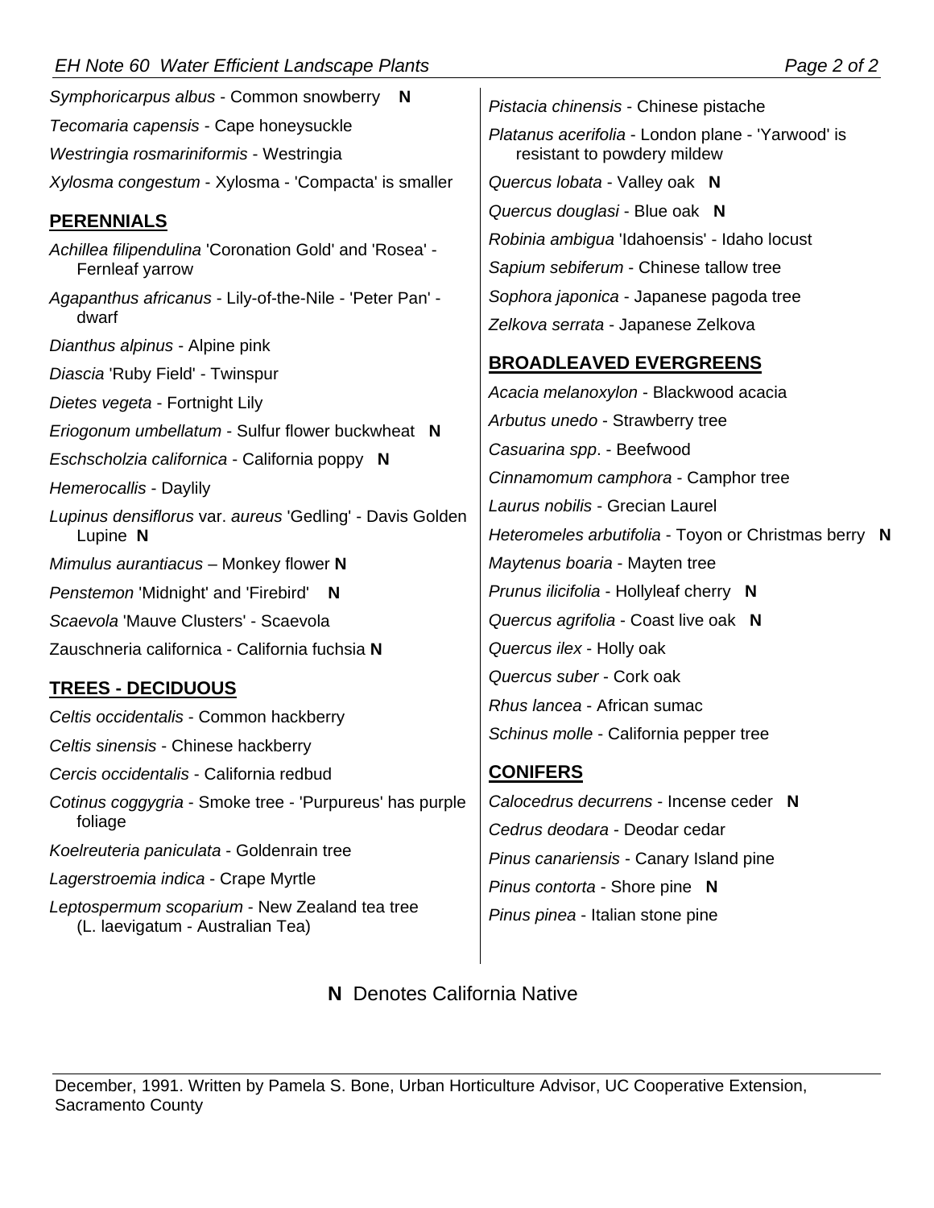*Symphoricarpus albus* - Common snowberry **N**

*Tecomaria capensis* - Cape honeysuckle

*Westringia rosmariniformis* - Westringia

*Xylosma congestum* - Xylosma - 'Compacta' is smaller

## PERENNIALS

*Achillea filipendulina* 'Coronation Gold' and 'Rosea' - Fernleaf yarrow

*Agapanthus africanus* - Lily-of-the-Nile - 'Peter Pan' - dwarf

*Dianthus alpinus* - Alpine pink

*Diascia* 'Ruby Field' - Twinspur

*Dietes vegeta* - Fortnight Lily

*Eriogonum umbellatum* - Sulfur flower buckwheat **N**

*Eschscholzia californica* - California poppy **N**

*Hemerocallis* - Daylily

*Lupinus densiflorus* var. *aureus* 'Gedling' - Davis Golden Lupine **N**

*Mimulus aurantiacus* – Monkey flower **N**

*Penstemon* 'Midnight' and 'Firebird' **N**

*Scaevola* 'Mauve Clusters' - Scaevola

Zauschneria californica - California fuchsia **N**

## TREES - DECIDUOUS

*Celtis occidentalis* - Common hackberry

*Celtis sinensis* - Chinese hackberry

*Cercis occidentalis* - California redbud

*Cotinus coggygria* - Smoke tree - 'Purpureus' has purple foliage

*Koelreuteria paniculata* - Goldenrain tree

*Lagerstroemia indica* - Crape Myrtle

*Leptospermum scoparium* - New Zealand tea tree (L. laevigatum - Australian Tea)

*Pistacia chinensis* - Chinese pistache

*Platanus acerifolia* - London plane - 'Yarwood' is resistant to powdery mildew

*Quercus lobata* - Valley oak **N**

*Quercus douglasi* - Blue oak **N**

*Robinia ambigua* 'Idahoensis' - Idaho locust

*Sapium sebiferum* - Chinese tallow tree

*Sophora japonica* - Japanese pagoda tree

*Zelkova serrata* - Japanese Zelkova

## BROADLEAVED EVERGREENS

*Acacia melanoxylon* - Blackwood acacia

*Arbutus unedo* - Strawberry tree

*Casuarina spp*. - Beefwood

*Cinnamomum camphora* - Camphor tree

*Laurus nobilis* - Grecian Laurel

*Heteromeles arbutifolia* - Toyon or Christmas berry **N**

*Maytenus boaria* - Mayten tree

*Prunus ilicifolia* - Hollyleaf cherry **N**

*Quercus agrifolia* - Coast live oak **N**

*Quercus ilex* - Holly oak

*Quercus suber* - Cork oak

*Rhus lancea* - African sumac

*Schinus molle* - California pepper tree

## CONIFERS

*Calocedrus decurrens* - Incense ceder **N**

*Cedrus deodara* - Deodar cedar

*Pinus canariensis* - Canary Island pine

*Pinus contorta* - Shore pine **N**

*Pinus pinea* - Italian stone pine

**N** Denotes California Native

December, 1991. Written by Pamela S. Bone, Urban Horticulture Advisor, UC Cooperative Extension, Sacramento County